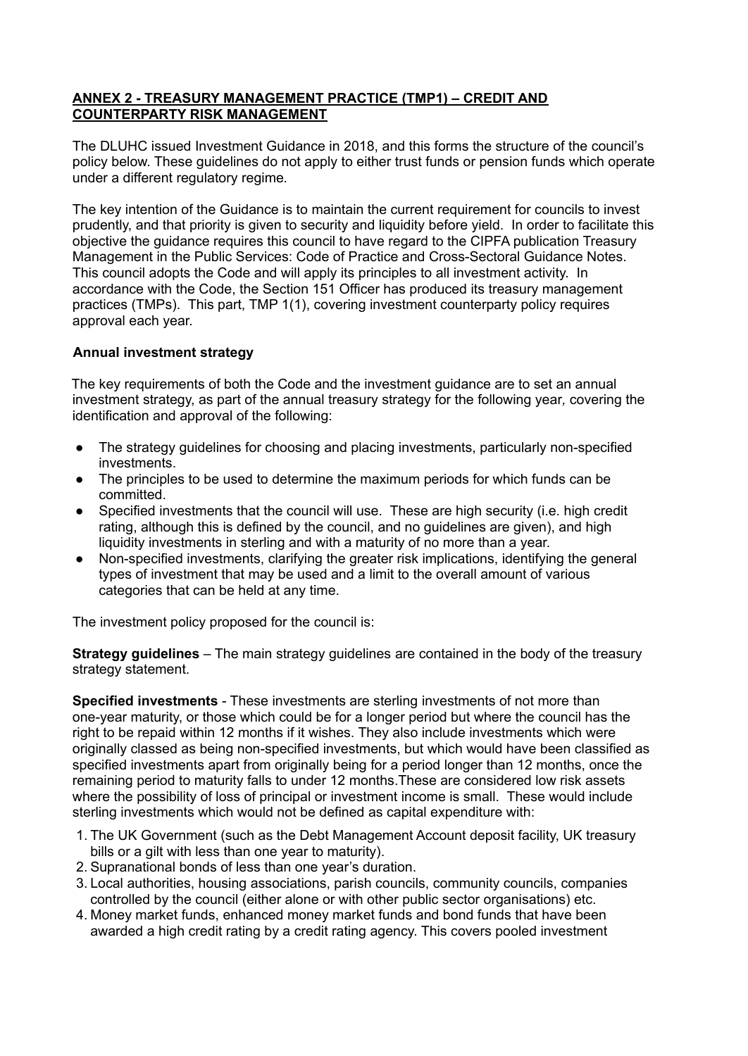**ANNEX 2 - TREASURY MANAGEMENT PRACTICE (TMP1) – CREDIT AND COUNTERPARTY RISK MANAGEMENT**

The DLUHC issued Investment Guidance in 2018, and this forms the structure of the council's policy below. These guidelines do not apply to either trust funds or pension funds which operate under a different regulatory regime*.*

The key intention of the Guidance is to maintain the current requirement for councils to invest prudently, and that priority is given to security and liquidity before yield. In order to facilitate this objective the guidance requires this council to have regard to the CIPFA publication Treasury Management in the Public Services: Code of Practice and Cross-Sectoral Guidance Notes. This council adopts the Code and will apply its principles to all investment activity. In accordance with the Code, the Section 151 Officer has produced its treasury management practices (TMPs). This part, TMP 1(1), covering investment counterparty policy requires approval each year.

**Annual investment strategy**

The key requirements of both the Code and the investment guidance are to set an annual investment strategy, as part of the annual treasury strategy for the following year*,* covering the identification and approval of the following:

- The strategy guidelines for choosing and placing investments, particularly non-specified investments.
- The principles to be used to determine the maximum periods for which funds can be committed.
- Specified investments that the council will use. These are high security (i.e. high credit rating, although this is defined by the council, and no guidelines are given), and high liquidity investments in sterling and with a maturity of no more than a year.
- Non-specified investments, clarifying the greater risk implications, identifying the general types of investment that may be used and a limit to the overall amount of various categories that can be held at any time.

The investment policy proposed for the council is:

**Strategy guidelines** – The main strategy guidelines are contained in the body of the treasury strategy statement.

**Specified investments** - These investments are sterling investments of not more than one-year maturity, or those which could be for a longer period but where the council has the right to be repaid within 12 months if it wishes. They also include investments which were originally classed as being non-specified investments, but which would have been classified as specified investments apart from originally being for a period longer than 12 months, once the remaining period to maturity falls to under 12 months.These are considered low risk assets where the possibility of loss of principal or investment income is small. These would include sterling investments which would not be defined as capital expenditure with:

1. The UK Government (such as the Debt Management Account deposit facility, UK treasury bills or a gilt with less than one year to maturity).
2. Supranational bonds of less than one year's duration.
3. Local authorities, housing associations, parish councils, community councils, companies controlled by the council (either alone or with other public sector organisations) etc.
4. Money market funds, enhanced money market funds and bond funds that have been awarded a high credit rating by a credit rating agency. This covers pooled investment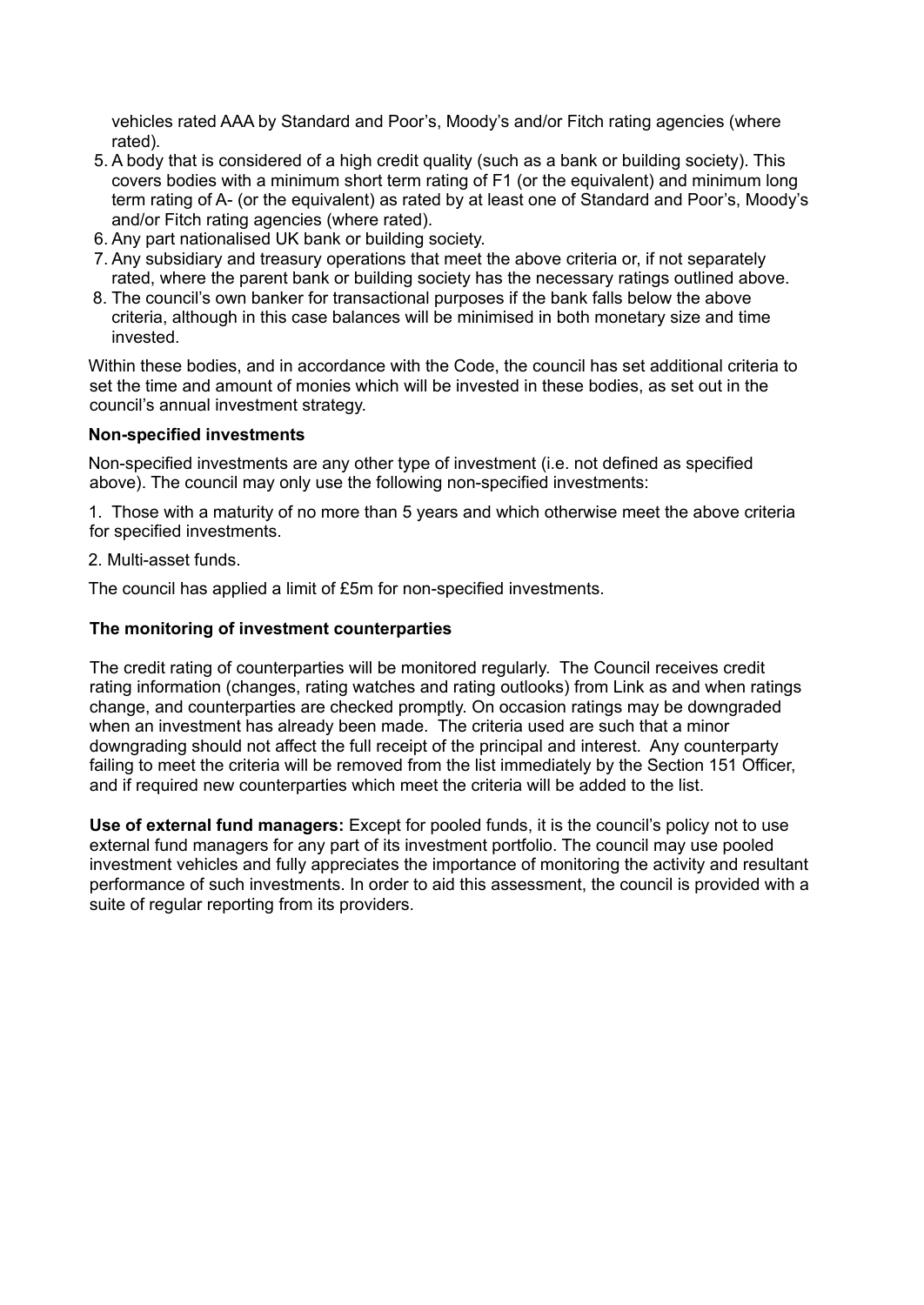vehicles rated AAA by Standard and Poor's, Moody's and/or Fitch rating agencies (where rated).

5. A body that is considered of a high credit quality (such as a bank or building society). This covers bodies with a minimum short term rating of F1 (or the equivalent) and minimum long term rating of A- (or the equivalent) as rated by at least one of Standard and Poor's, Moody's and/or Fitch rating agencies (where rated).
6. Any part nationalised UK bank or building society.
7. Any subsidiary and treasury operations that meet the above criteria or, if not separately rated, where the parent bank or building society has the necessary ratings outlined above.
8. The council's own banker for transactional purposes if the bank falls below the above criteria, although in this case balances will be minimised in both monetary size and time invested.

Within these bodies, and in accordance with the Code, the council has set additional criteria to set the time and amount of monies which will be invested in these bodies, as set out in the council's annual investment strategy.

**Non-specified investments**

Non-specified investments are any other type of investment (i.e. not defined as specified above). The council may only use the following non-specified investments:

1. Those with a maturity of no more than 5 years and which otherwise meet the above criteria for specified investments.

2. Multi-asset funds.

The council has applied a limit of £5m for non-specified investments.

**The monitoring of investment counterparties**

The credit rating of counterparties will be monitored regularly. The Council receives credit rating information (changes, rating watches and rating outlooks) from Link as and when ratings change, and counterparties are checked promptly. On occasion ratings may be downgraded when an investment has already been made. The criteria used are such that a minor downgrading should not affect the full receipt of the principal and interest. Any counterparty failing to meet the criteria will be removed from the list immediately by the Section 151 Officer, and if required new counterparties which meet the criteria will be added to the list.

**Use of external fund managers:** Except for pooled funds, it is the council's policy not to use external fund managers for any part of its investment portfolio. The council may use pooled investment vehicles and fully appreciates the importance of monitoring the activity and resultant performance of such investments. In order to aid this assessment, the council is provided with a suite of regular reporting from its providers.